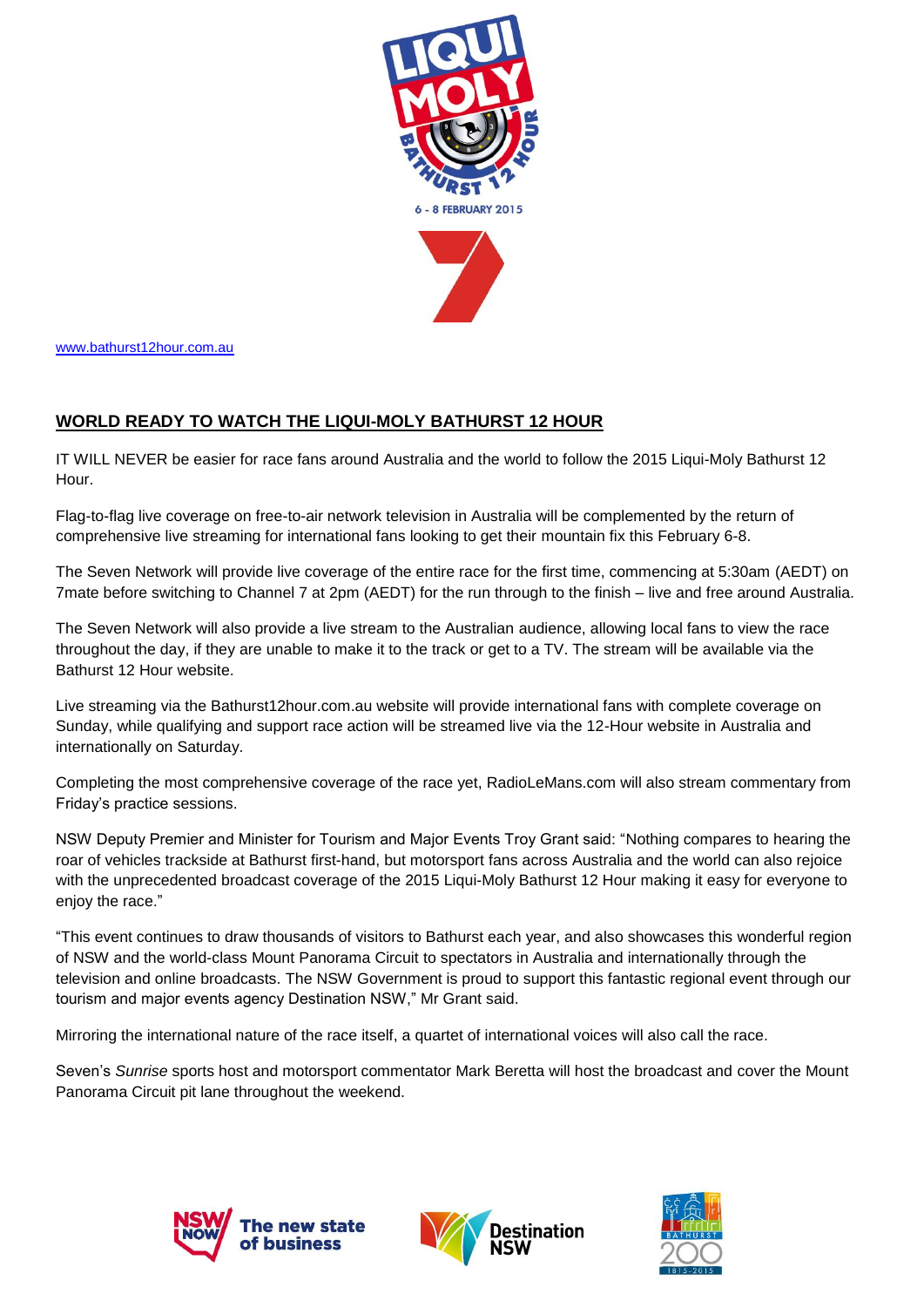www.bathurst12hour.com.au

## WORLD READY TO WATCH THE LIQUI-MOLY BATHURST 12 HOUR

IT WILL NEVER be easier for race fans around Australia and the world to follow the 2015 Liqui-Moly Bathurst 12 Hour.

Flag-to-flag live coverage on free-to-air network television in Australia will be complemented by the return of comprehensive live streaming for international fans looking to get their mountain fix this February 6-8.

The Seven Network will provide live coverage of the entire race for the first time, commencing at 5:30am (AEDT) on 7mate before switching to Channel 7 at 2pm (AEDT) for the run through to the finish – live and free around Australia.

The Seven Network will also provide a live stream to the Australian audience, allowing local fans to view the race throughout the day, if they are unable to make it to the track or get to a TV. The stream will be available via the Bathurst 12 Hour website.

Live streaming via the Bathurst12hour.com.au website will provide international fans with complete coverage on Sunday, while qualifying and support race action will be streamed live via the 12-Hour website in Australia and internationally on Saturday.

Completing the most comprehensive coverage of the race yet, RadioLeMans.com will also stream commentary from Friday's practice sessions.

NSW Deputy Premier and Minister for Tourism and Major Events Troy Grant said: "Nothing compares to hearing the roar of vehicles trackside at Bathurst first-hand, but motorsport fans across Australia and the world can also rejoice with the unprecedented broadcast coverage of the 2015 Liqui-Moly Bathurst 12 Hour making it easy for everyone to enjoy the race."

"This event continues to draw thousands of visitors to Bathurst each year, and also showcases this wonderful region of NSW and the world-class Mount Panorama Circuit to spectators in Australia and internationally through the television and online broadcasts. The NSW Government is proud to support this fantastic regional event through our tourism and major events agency Destination NSW," Mr Grant said.

Mirroring the international nature of the race itself, a quartet of international voices will also call the race.

Seven's *Sunrise* sports host and motorsport commentator Mark Beretta will host the broadcast and cover the Mount Panorama Circuit pit lane throughout the weekend.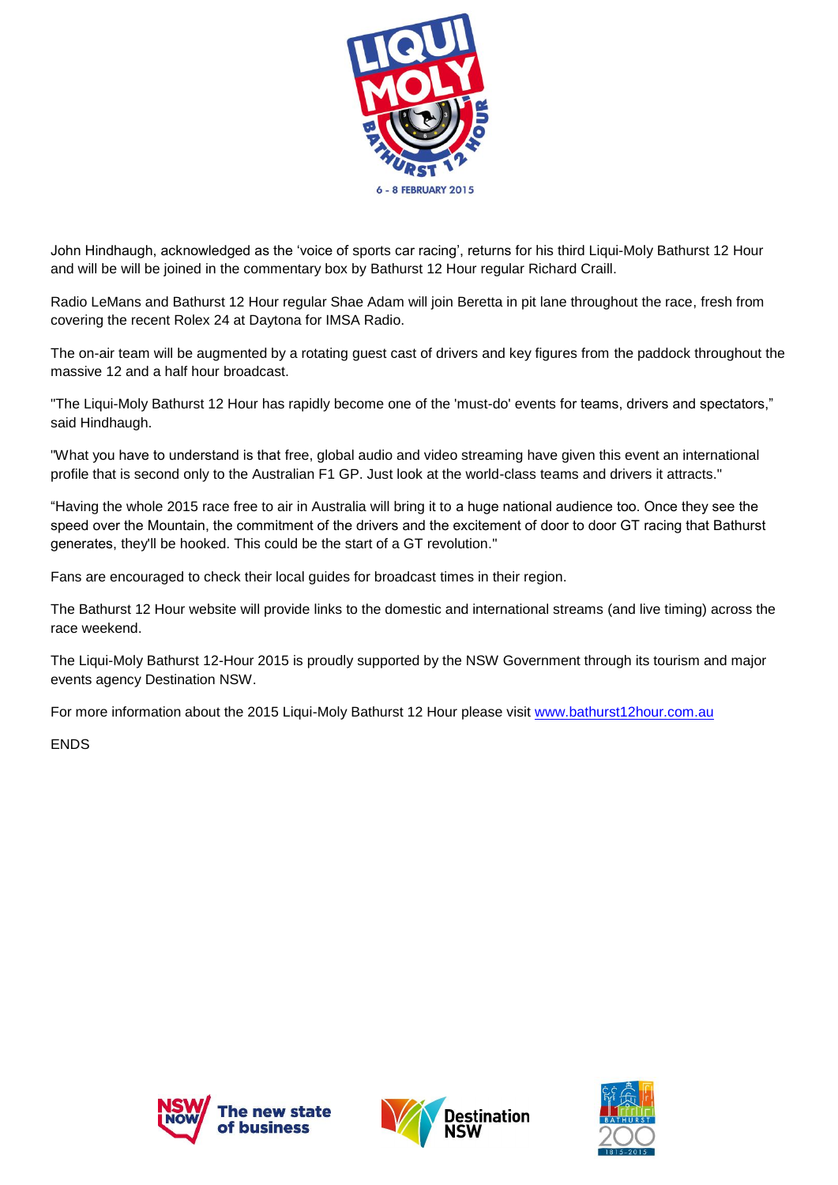John Hindhaugh, acknowledged as the 'voice of sports car racing', returns for his third Liqui-Moly Bathurst 12 Hour and will be will be joined in the commentary box by Bathurst 12 Hour regular Richard Craill.

Radio LeMans and Bathurst 12 Hour regular Shae Adam will join Beretta in pit lane throughout the race, fresh from covering the recent Rolex 24 at Daytona for IMSA Radio.

The on-air team will be augmented by a rotating guest cast of drivers and key figures from the paddock throughout the massive 12 and a half hour broadcast.

"The Liqui-Moly Bathurst 12 Hour has rapidly become one of the 'must-do' events for teams, drivers and spectators," said Hindhaugh.

"What you have to understand is that free, global audio and video streaming have given this event an international profile that is second only to the Australian F1 GP. Just look at the world-class teams and drivers it attracts."

"Having the whole 2015 race free to air in Australia will bring it to a huge national audience too. Once they see the speed over the Mountain, the commitment of the drivers and the excitement of door to door GT racing that Bathurst generates, they'll be hooked. This could be the start of a GT revolution."

Fans are encouraged to check their local guides for broadcast times in their region.

The Bathurst 12 Hour website will provide links to the domestic and international streams (and live timing) across the race weekend.

The Liqui-Moly Bathurst 12-Hour 2015 is proudly supported by the NSW Government through its tourism and major events agency Destination NSW.

For more information about the 2015 Liqui-Moly Bathurst 12 Hour please visit [www.bathurst12hour.com.au](http://www.bathurst12hour.com.au)

ENDS